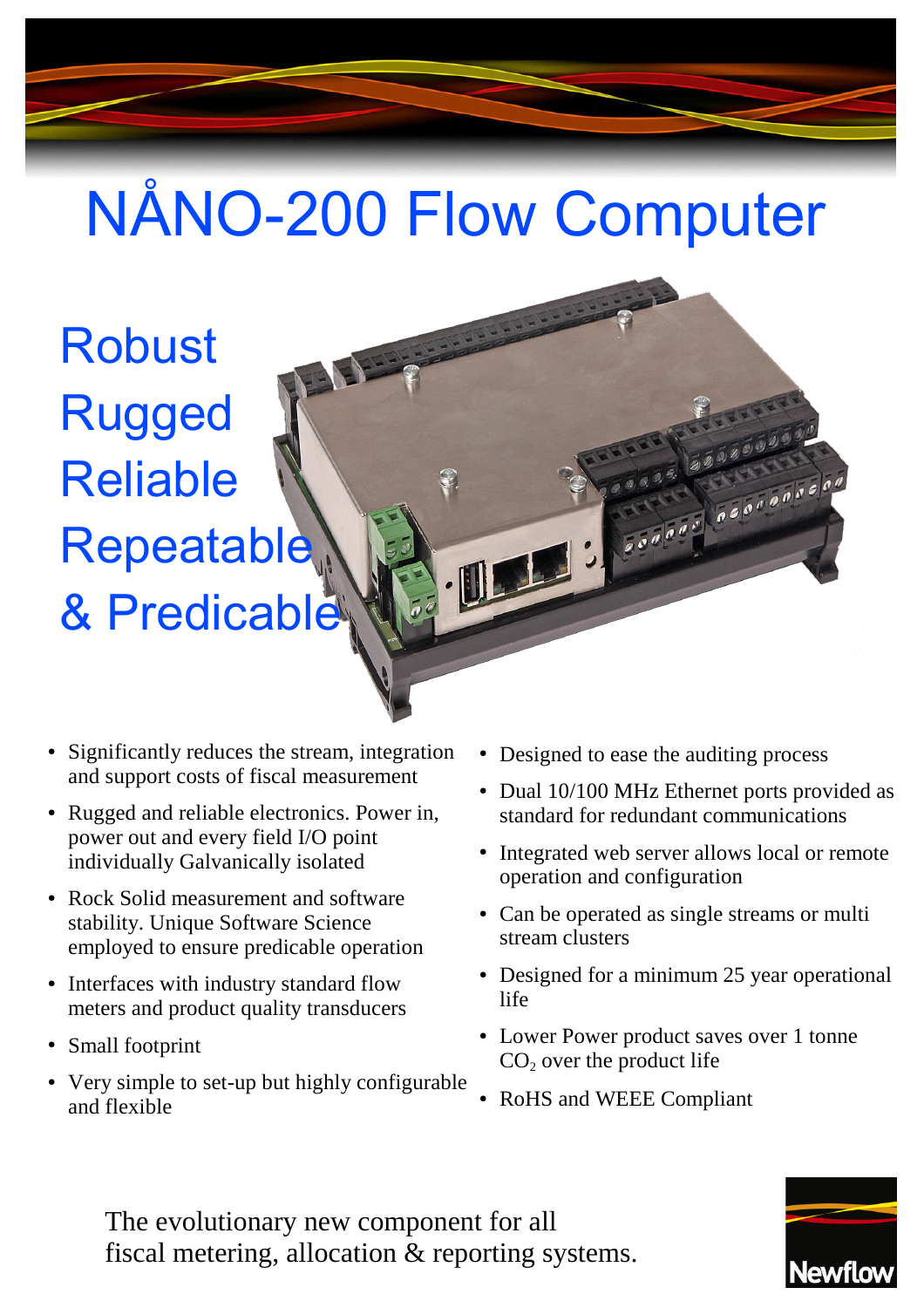# NÅNO-200 Flow Computer

## Robust
## Rugged
## Reliable
## Repeatable
## & Predicable

- Significantly reduces the stream, integration and support costs of fiscal measurement
- Rugged and reliable electronics. Power in, power out and every field I/O point individually Galvanically isolated
- Rock Solid measurement and software stability. Unique Software Science employed to ensure predicable operation
- Interfaces with industry standard flow meters and product quality transducers
- Small footprint
- Very simple to set-up but highly configurable and flexible
- Designed to ease the auditing process
- Dual 10/100 MHz Ethernet ports provided as standard for redundant communications
- Integrated web server allows local or remote operation and configuration
- Can be operated as single streams or multi stream clusters
- Designed for a minimum 25 year operational life
- Lower Power product saves over 1 tonne $CO_2$ over the product life
- RoHS and WEEE Compliant

The evolutionary new component for all fiscal metering, allocation & reporting systems.

Newflow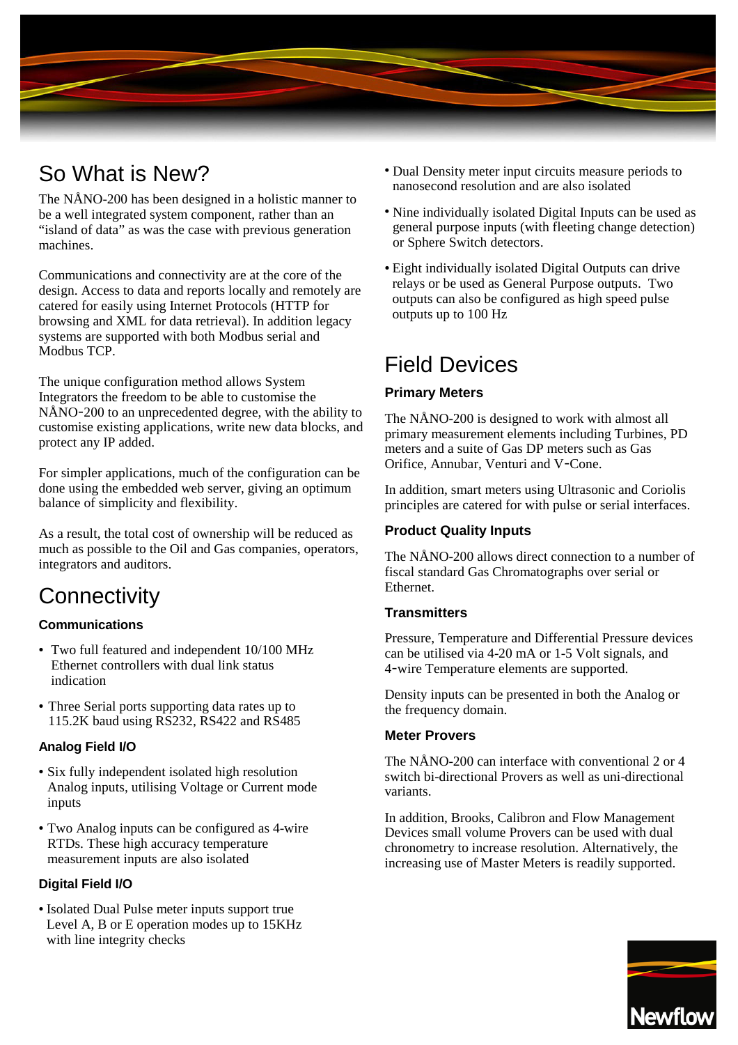## So What is New?

The NÅNO-200 has been designed in a holistic manner to be a well integrated system component, rather than an "island of data" as was the case with previous generation machines.

Communications and connectivity are at the core of the design. Access to data and reports locally and remotely are catered for easily using Internet Protocols (HTTP for browsing and XML for data retrieval). In addition legacy systems are supported with both Modbus serial and Modbus TCP.

The unique configuration method allows System Integrators the freedom to be able to customise the NÅNO-200 to an unprecedented degree, with the ability to customise existing applications, write new data blocks, and protect any IP added.

For simpler applications, much of the configuration can be done using the embedded web server, giving an optimum balance of simplicity and flexibility.

As a result, the total cost of ownership will be reduced as much as possible to the Oil and Gas companies, operators, integrators and auditors.

## Connectivity

### Communications

- Two full featured and independent 10/100 MHz Ethernet controllers with dual link status indication
- Three Serial ports supporting data rates up to 115.2K baud using RS232, RS422 and RS485

### Analog Field I/O

- Six fully independent isolated high resolution Analog inputs, utilising Voltage or Current mode inputs
- Two Analog inputs can be configured as 4-wire RTDs. These high accuracy temperature measurement inputs are also isolated

### Digital Field I/O

- Isolated Dual Pulse meter inputs support true Level A, B or E operation modes up to 15KHz with line integrity checks
- Dual Density meter input circuits measure periods to nanosecond resolution and are also isolated
- Nine individually isolated Digital Inputs can be used as general purpose inputs (with fleeting change detection) or Sphere Switch detectors.
- Eight individually isolated Digital Outputs can drive relays or be used as General Purpose outputs. Two outputs can also be configured as high speed pulse outputs up to 100 Hz

## Field Devices

### Primary Meters

The NÅNO-200 is designed to work with almost all primary measurement elements including Turbines, PD meters and a suite of Gas DP meters such as Gas Orifice, Annubar, Venturi and V-Cone.

In addition, smart meters using Ultrasonic and Coriolis principles are catered for with pulse or serial interfaces.

### Product Quality Inputs

The NÅNO-200 allows direct connection to a number of fiscal standard Gas Chromatographs over serial or Ethernet.

### Transmitters

Pressure, Temperature and Differential Pressure devices can be utilised via 4-20 mA or 1-5 Volt signals, and 4-wire Temperature elements are supported.

Density inputs can be presented in both the Analog or the frequency domain.

### Meter Provers

The NÅNO-200 can interface with conventional 2 or 4 switch bi-directional Provers as well as uni-directional variants.

In addition, Brooks, Calibron and Flow Management Devices small volume Provers can be used with dual chronometry to increase resolution. Alternatively, the increasing use of Master Meters is readily supported.

Newflow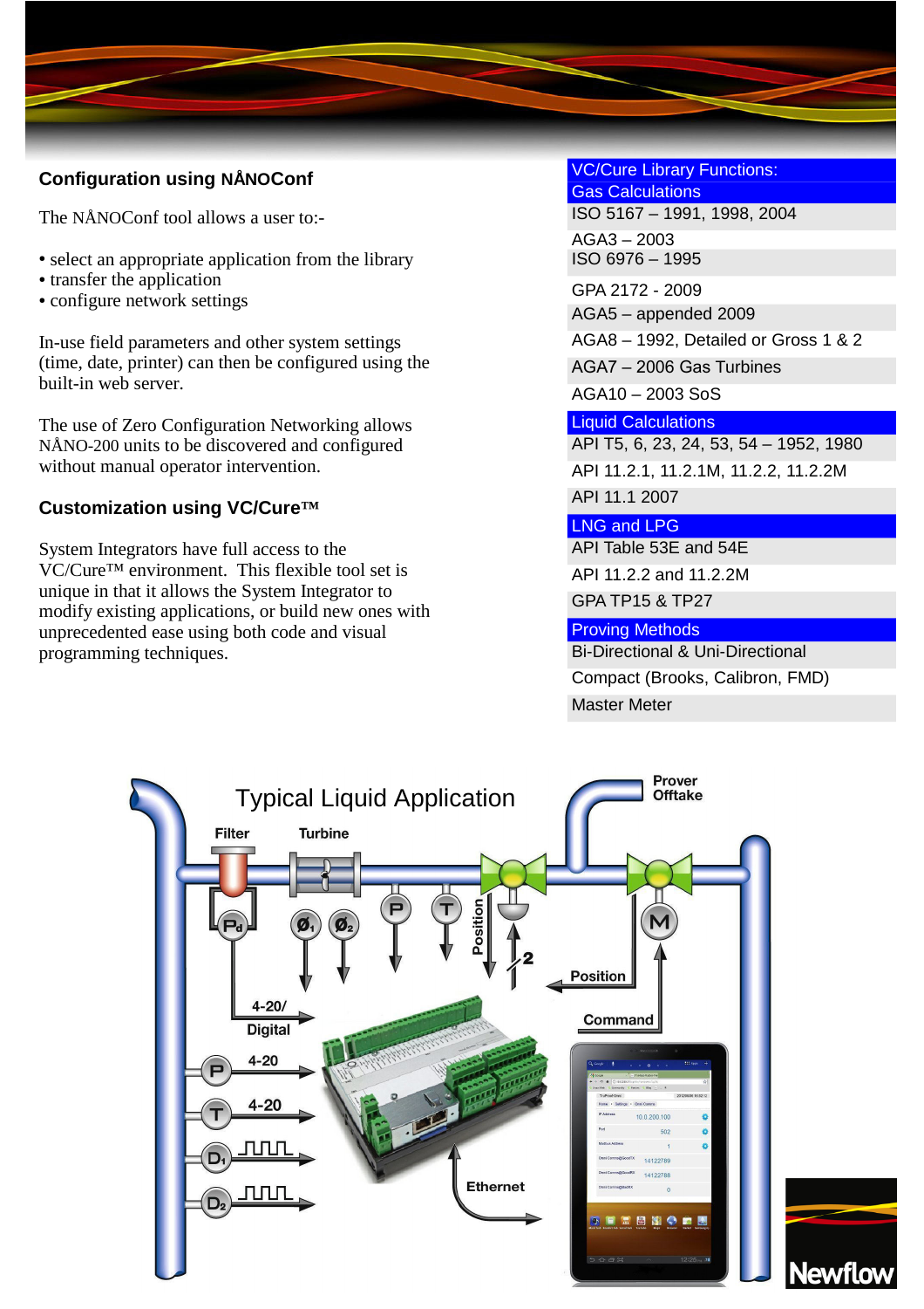## Configuration using NÅNOConf

The NÅNOConf tool allows a user to:-

- select an appropriate application from the library
- transfer the application
- configure network settings

In-use field parameters and other system settings (time, date, printer) can then be configured using the built-in web server.

The use of Zero Configuration Networking allows NÅNO-200 units to be discovered and configured without manual operator intervention.

## Customization using VC/Cure™

System Integrators have full access to the VC/Cure™ environment. This flexible tool set is unique in that it allows the System Integrator to modify existing applications, or build new ones with unprecedented ease using both code and visual programming techniques.

| VC/Cure Library Functions: |
|---|
| **Gas Calculations** |
| ISO 5167 – 1991, 1998, 2004 |
| AGA3 – 2003 |
| ISO 6976 – 1995 |
| GPA 2172 - 2009 |
| AGA5 – appended 2009 |
| AGA8 – 1992, Detailed or Gross 1 & 2 |
| AGA7 – 2006 Gas Turbines |
| AGA10 – 2003 SoS |
| **Liquid Calculations** |
| API T5, 6, 23, 24, 53, 54 – 1952, 1980 |
| API 11.2.1, 11.2.1M, 11.2.2, 11.2.2M |
| API 11.1 2007 |
| **LNG and LPG** |
| API Table 53E and 54E |
| API 11.2.2 and 11.2.2M |
| GPA TP15 & TP27 |
| **Proving Methods** |
| Bi-Directional & Uni-Directional |
| Compact (Brooks, Calibron, FMD) |
| Master Meter |

Typical Liquid Application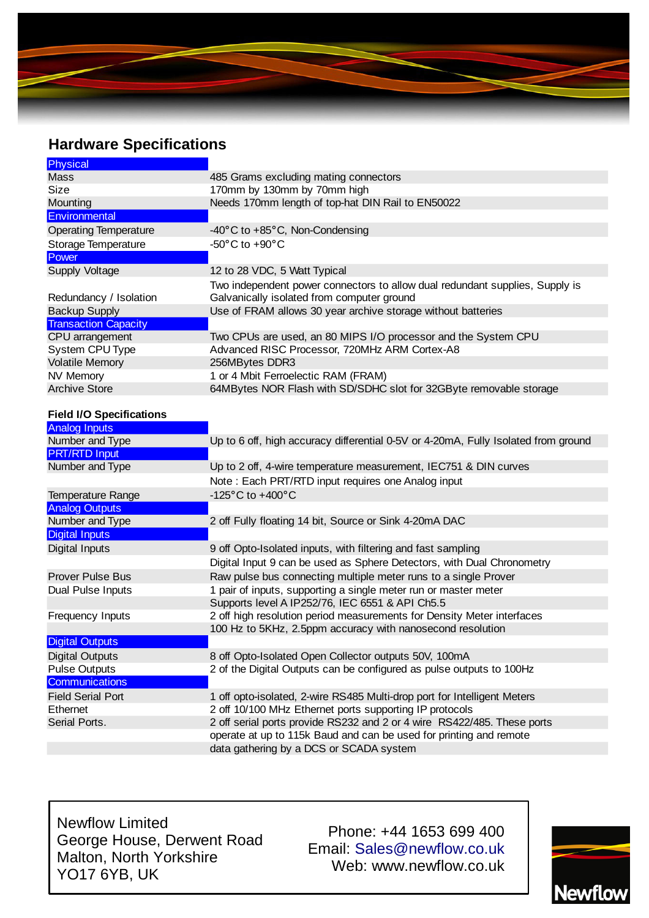## Hardware Specifications

| | |
|---|---|
| **Physical** | |
| Mass | 485 Grams excluding mating connectors |
| Size | 170mm by 130mm by 70mm high |
| Mounting | Needs 170mm length of top-hat DIN Rail to EN50022 |
| **Environmental** | |
| Operating Temperature | -40°C to +85°C, Non-Condensing |
| Storage Temperature | -50°C to +90°C |
| **Power** | |
| Supply Voltage | 12 to 28 VDC, 5 Watt Typical |
| Redundancy / Isolation | Two independent power connectors to allow dual redundant supplies, Supply is Galvanically isolated from computer ground |
| Backup Supply | Use of FRAM allows 30 year archive storage without batteries |
| **Transaction Capacity** | |
| CPU arrangement | Two CPUs are used, an 80 MIPS I/O processor and the System CPU |
| System CPU Type | Advanced RISC Processor, 720MHz ARM Cortex-A8 |
| Volatile Memory | 256MBytes DDR3 |
| NV Memory | 1 or 4 Mbit Ferroelectic RAM (FRAM) |
| Archive Store | 64MBytes NOR Flash with SD/SDHC slot for 32GByte removable storage |

### Field I/O Specifications

| | |
|---|---|
| **Analog Inputs** | |
| Number and Type | Up to 6 off, high accuracy differential 0-5V or 4-20mA, Fully Isolated from ground |
| **PRT/RTD Input** | |
| Number and Type | Up to 2 off, 4-wire temperature measurement, IEC751 & DIN curves |
| | Note : Each PRT/RTD input requires one Analog input |
| Temperature Range | -125°C to +400°C |
| **Analog Outputs** | |
| Number and Type | 2 off Fully floating 14 bit, Source or Sink 4-20mA DAC |
| **Digital Inputs** | |
| Digital Inputs | 9 off Opto-Isolated inputs, with filtering and fast sampling |
| | Digital Input 9 can be used as Sphere Detectors, with Dual Chronometry |
| Prover Pulse Bus | Raw pulse bus connecting multiple meter runs to a single Prover |
| Dual Pulse Inputs | 1 pair of inputs, supporting a single meter run or master meter |
| | Supports level A IP252/76, IEC 6551 & API Ch5.5 |
| Frequency Inputs | 2 off high resolution period measurements for Density Meter interfaces |
| | 100 Hz to 5KHz, 2.5ppm accuracy with nanosecond resolution |
| **Digital Outputs** | |
| Digital Outputs | 8 off Opto-Isolated Open Collector outputs 50V, 100mA |
| Pulse Outputs | 2 of the Digital Outputs can be configured as pulse outputs to 100Hz |
| **Communications** | |
| Field Serial Port | 1 off opto-isolated, 2-wire RS485 Multi-drop port for Intelligent Meters |
| Ethernet | 2 off 10/100 MHz Ethernet ports supporting IP protocols |
| Serial Ports. | 2 off serial ports provide RS232 and 2 or 4 wire RS422/485. These ports operate at up to 115k Baud and can be used for printing and remote data gathering by a DCS or SCADA system |

Newflow Limited
George House, Derwent Road
Malton, North Yorkshire
YO17 6YB, UK

Phone: +44 1653 699 400
Email: Sales@newflow.co.uk
Web: www.newflow.co.uk

Newflow